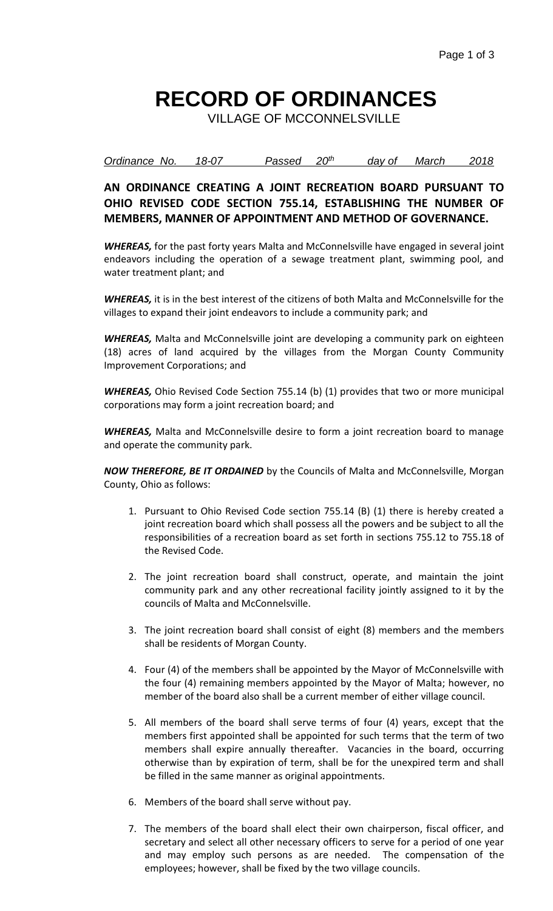# RECORD OF ORDINANCES

VILLAGE OF MCCONNELSVILLE

*Ordinance No. 18-07 Passed 20th day of March 2018*

## AN ORDINANCE CREATING A JOINT RECREATION BOARD PURSUANT TO OHIO REVISED CODE SECTION 755.14, ESTABLISHING THE NUMBER OF MEMBERS, MANNER OF APPOINTMENT AND METHOD OF GOVERNANCE.

***WHEREAS,*** for the past forty years Malta and McConnelsville have engaged in several joint endeavors including the operation of a sewage treatment plant, swimming pool, and water treatment plant; and

***WHEREAS,*** it is in the best interest of the citizens of both Malta and McConnelsville for the villages to expand their joint endeavors to include a community park; and

***WHEREAS,*** Malta and McConnelsville joint are developing a community park on eighteen (18) acres of land acquired by the villages from the Morgan County Community Improvement Corporations; and

***WHEREAS,*** Ohio Revised Code Section 755.14 (b) (1) provides that two or more municipal corporations may form a joint recreation board; and

***WHEREAS,*** Malta and McConnelsville desire to form a joint recreation board to manage and operate the community park.

***NOW THEREFORE, BE IT ORDAINED*** by the Councils of Malta and McConnelsville, Morgan County, Ohio as follows:

1. Pursuant to Ohio Revised Code section 755.14 (B) (1) there is hereby created a joint recreation board which shall possess all the powers and be subject to all the responsibilities of a recreation board as set forth in sections 755.12 to 755.18 of the Revised Code.

2. The joint recreation board shall construct, operate, and maintain the joint community park and any other recreational facility jointly assigned to it by the councils of Malta and McConnelsville.

3. The joint recreation board shall consist of eight (8) members and the members shall be residents of Morgan County.

4. Four (4) of the members shall be appointed by the Mayor of McConnelsville with the four (4) remaining members appointed by the Mayor of Malta; however, no member of the board also shall be a current member of either village council.

5. All members of the board shall serve terms of four (4) years, except that the members first appointed shall be appointed for such terms that the term of two members shall expire annually thereafter. Vacancies in the board, occurring otherwise than by expiration of term, shall be for the unexpired term and shall be filled in the same manner as original appointments.

6. Members of the board shall serve without pay.

7. The members of the board shall elect their own chairperson, fiscal officer, and secretary and select all other necessary officers to serve for a period of one year and may employ such persons as are needed. The compensation of the employees; however, shall be fixed by the two village councils.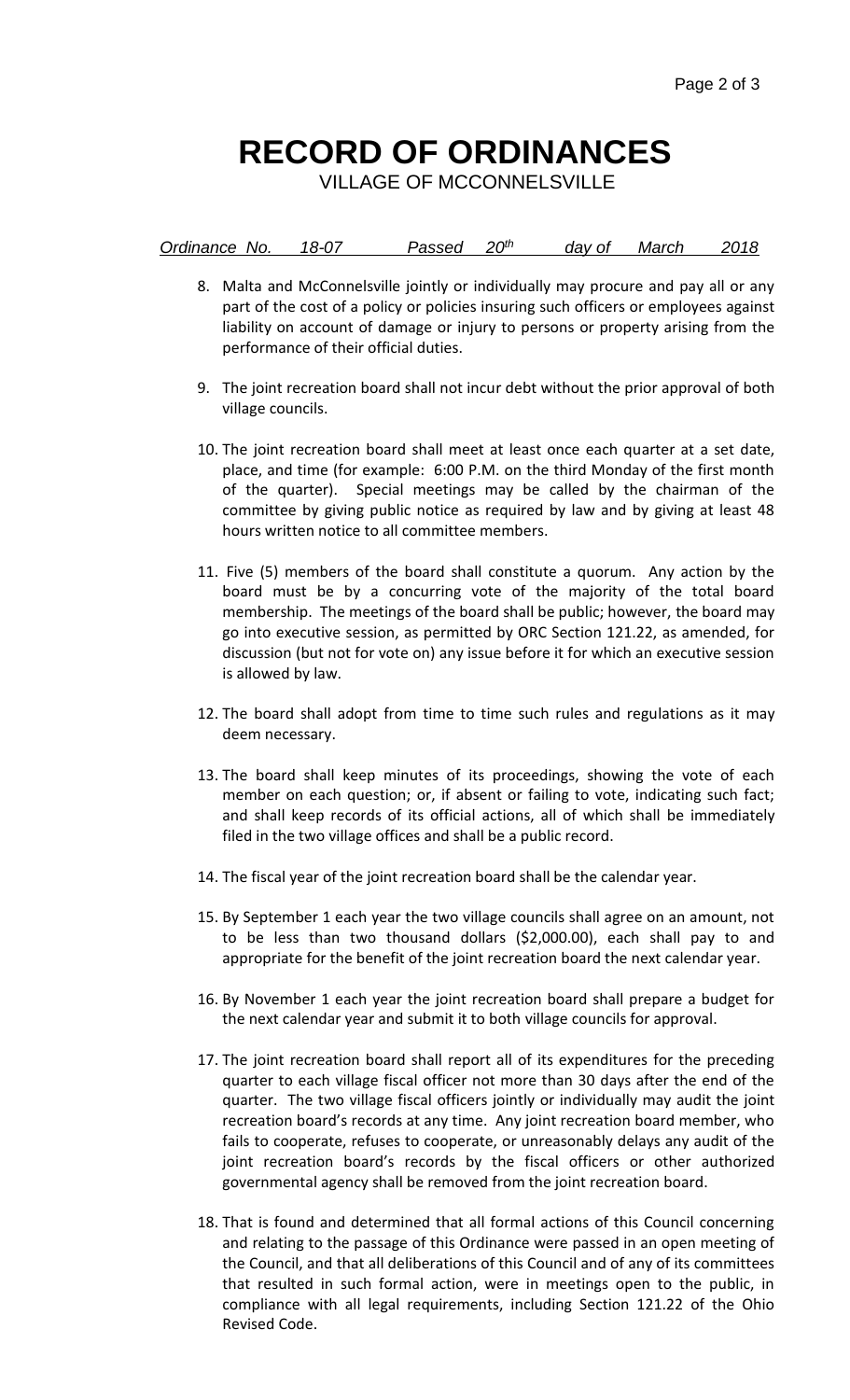# RECORD OF ORDINANCES

VILLAGE OF MCCONNELSVILLE

*Ordinance No. 18-07 Passed 20th day of March 2018*

8. Malta and McConnelsville jointly or individually may procure and pay all or any part of the cost of a policy or policies insuring such officers or employees against liability on account of damage or injury to persons or property arising from the performance of their official duties.

9. The joint recreation board shall not incur debt without the prior approval of both village councils.

10. The joint recreation board shall meet at least once each quarter at a set date, place, and time (for example: 6:00 P.M. on the third Monday of the first month of the quarter). Special meetings may be called by the chairman of the committee by giving public notice as required by law and by giving at least 48 hours written notice to all committee members.

11. Five (5) members of the board shall constitute a quorum. Any action by the board must be by a concurring vote of the majority of the total board membership. The meetings of the board shall be public; however, the board may go into executive session, as permitted by ORC Section 121.22, as amended, for discussion (but not for vote on) any issue before it for which an executive session is allowed by law.

12. The board shall adopt from time to time such rules and regulations as it may deem necessary.

13. The board shall keep minutes of its proceedings, showing the vote of each member on each question; or, if absent or failing to vote, indicating such fact; and shall keep records of its official actions, all of which shall be immediately filed in the two village offices and shall be a public record.

14. The fiscal year of the joint recreation board shall be the calendar year.

15. By September 1 each year the two village councils shall agree on an amount, not to be less than two thousand dollars ($2,000.00), each shall pay to and appropriate for the benefit of the joint recreation board the next calendar year.

16. By November 1 each year the joint recreation board shall prepare a budget for the next calendar year and submit it to both village councils for approval.

17. The joint recreation board shall report all of its expenditures for the preceding quarter to each village fiscal officer not more than 30 days after the end of the quarter. The two village fiscal officers jointly or individually may audit the joint recreation board's records at any time. Any joint recreation board member, who fails to cooperate, refuses to cooperate, or unreasonably delays any audit of the joint recreation board's records by the fiscal officers or other authorized governmental agency shall be removed from the joint recreation board.

18. That is found and determined that all formal actions of this Council concerning and relating to the passage of this Ordinance were passed in an open meeting of the Council, and that all deliberations of this Council and of any of its committees that resulted in such formal action, were in meetings open to the public, in compliance with all legal requirements, including Section 121.22 of the Ohio Revised Code.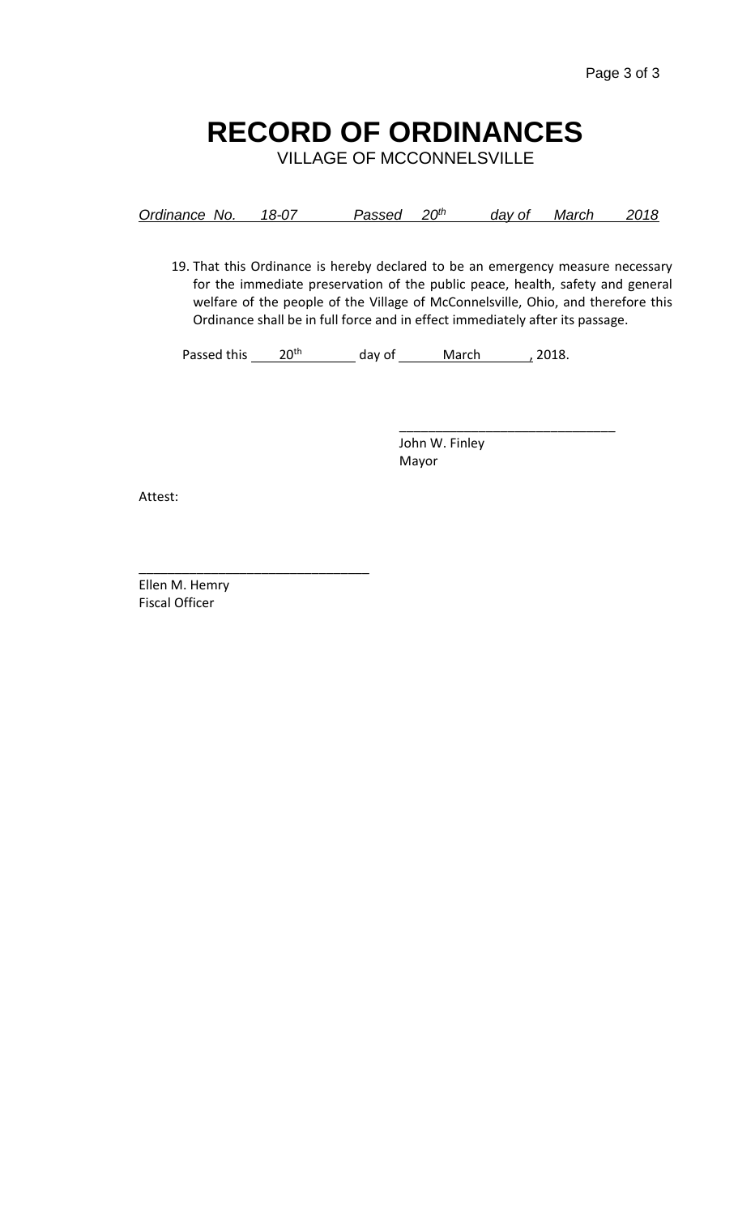# RECORD OF ORDINANCES

VILLAGE OF MCCONNELSVILLE

*Ordinance No. 18-07 Passed 20th day of March 2018*

19. That this Ordinance is hereby declared to be an emergency measure necessary for the immediate preservation of the public peace, health, safety and general welfare of the people of the Village of McConnelsville, Ohio, and therefore this Ordinance shall be in full force and in effect immediately after its passage.

Passed this 20th day of March, 2018.

_____________________________
John W. Finley
Mayor

Attest:

_____________________________
Ellen M. Hemry
Fiscal Officer